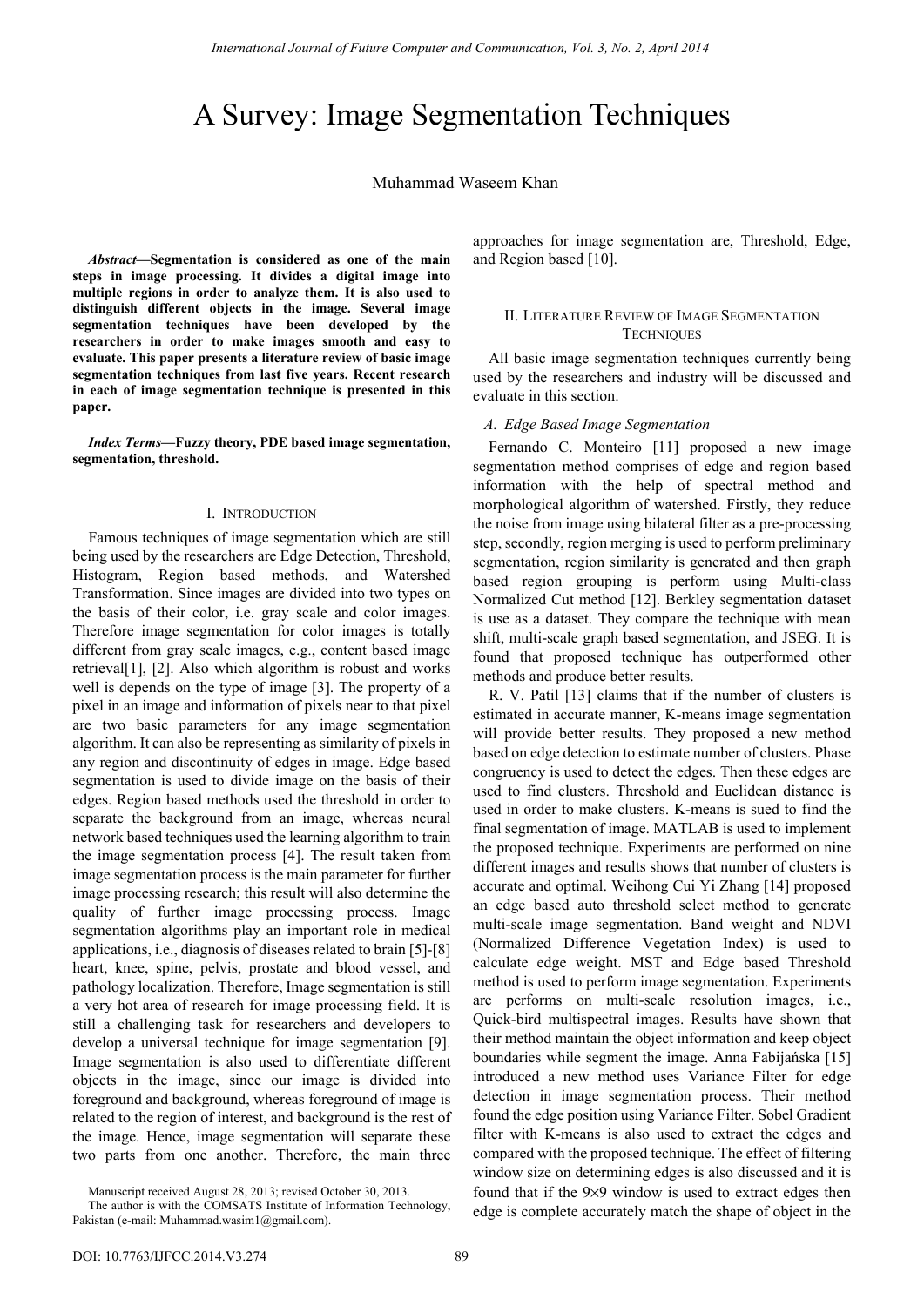# A Survey: Image Segmentation Techniques

Muhammad Waseem Khan

***Abstract*—Segmentation is considered as one of the main steps in image processing. It divides a digital image into multiple regions in order to analyze them. It is also used to distinguish different objects in the image. Several image segmentation techniques have been developed by the researchers in order to make images smooth and easy to evaluate. This paper presents a literature review of basic image segmentation techniques from last five years. Recent research in each of image segmentation technique is presented in this paper.**

***Index Terms*—Fuzzy theory, PDE based image segmentation, segmentation, threshold.**

## I. Introduction

Famous techniques of image segmentation which are still being used by the researchers are Edge Detection, Threshold, Histogram, Region based methods, and Watershed Transformation. Since images are divided into two types on the basis of their color, i.e. gray scale and color images. Therefore image segmentation for color images is totally different from gray scale images, e.g., content based image retrieval[1], [2]. Also which algorithm is robust and works well is depends on the type of image [3]. The property of a pixel in an image and information of pixels near to that pixel are two basic parameters for any image segmentation algorithm. It can also be representing as similarity of pixels in any region and discontinuity of edges in image. Edge based segmentation is used to divide image on the basis of their edges. Region based methods used the threshold in order to separate the background from an image, whereas neural network based techniques used the learning algorithm to train the image segmentation process [4]. The result taken from image segmentation process is the main parameter for further image processing research; this result will also determine the quality of further image processing process. Image segmentation algorithms play an important role in medical applications, i.e., diagnosis of diseases related to brain [5]-[8] heart, knee, spine, pelvis, prostate and blood vessel, and pathology localization. Therefore, Image segmentation is still a very hot area of research for image processing field. It is still a challenging task for researchers and developers to develop a universal technique for image segmentation [9]. Image segmentation is also used to differentiate different objects in the image, since our image is divided into foreground and background, whereas foreground of image is related to the region of interest, and background is the rest of the image. Hence, image segmentation will separate these two parts from one another. Therefore, the main three approaches for image segmentation are, Threshold, Edge, and Region based [10].

Manuscript received August 28, 2013; revised October 30, 2013.

The author is with the COMSATS Institute of Information Technology, Pakistan (e-mail: Muhammad.wasim1@gmail.com).

## II. Literature Review of Image Segmentation Techniques

All basic image segmentation techniques currently being used by the researchers and industry will be discussed and evaluate in this section.

### *A. Edge Based Image Segmentation*

Fernando C. Monteiro [11] proposed a new image segmentation method comprises of edge and region based information with the help of spectral method and morphological algorithm of watershed. Firstly, they reduce the noise from image using bilateral filter as a pre-processing step, secondly, region merging is used to perform preliminary segmentation, region similarity is generated and then graph based region grouping is perform using Multi-class Normalized Cut method [12]. Berkley segmentation dataset is use as a dataset. They compare the technique with mean shift, multi-scale graph based segmentation, and JSEG. It is found that proposed technique has outperformed other methods and produce better results.

R. V. Patil [13] claims that if the number of clusters is estimated in accurate manner, K-means image segmentation will provide better results. They proposed a new method based on edge detection to estimate number of clusters. Phase congruency is used to detect the edges. Then these edges are used to find clusters. Threshold and Euclidean distance is used in order to make clusters. K-means is sued to find the final segmentation of image. MATLAB is used to implement the proposed technique. Experiments are performed on nine different images and results shows that number of clusters is accurate and optimal. Weihong Cui Yi Zhang [14] proposed an edge based auto threshold select method to generate multi-scale image segmentation. Band weight and NDVI (Normalized Difference Vegetation Index) is used to calculate edge weight. MST and Edge based Threshold method is used to perform image segmentation. Experiments are performs on multi-scale resolution images, i.e., Quick-bird multispectral images. Results have shown that their method maintain the object information and keep object boundaries while segment the image. Anna Fabijańska [15] introduced a new method uses Variance Filter for edge detection in image segmentation process. Their method found the edge position using Variance Filter. Sobel Gradient filter with K-means is also used to extract the edges and compared with the proposed technique. The effect of filtering window size on determining edges is also discussed and it is found that if the 9×9 window is used to extract edges then edge is complete accurately match the shape of object in the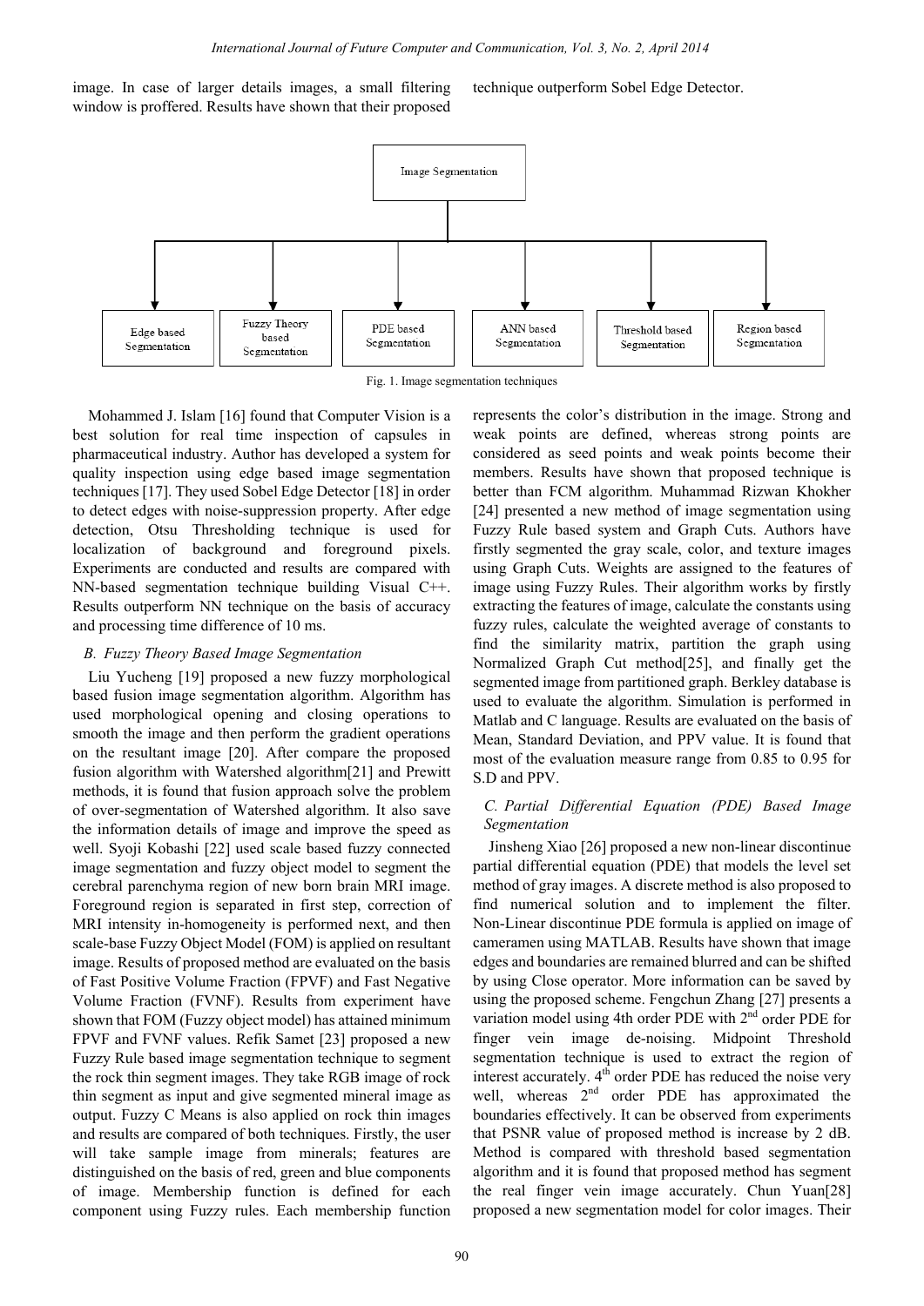image. In case of larger details images, a small filtering window is proffered. Results have shown that their proposed technique outperform Sobel Edge Detector.

Image Segmentation

Edge based Segmentation | Fuzzy Theory based Segmentation | PDE based Segmentation | ANN based Segmentation | Threshold based Segmentation | Region based Segmentation

Fig. 1. Image segmentation techniques

Mohammed J. Islam [16] found that Computer Vision is a best solution for real time inspection of capsules in pharmaceutical industry. Author has developed a system for quality inspection using edge based image segmentation techniques [17]. They used Sobel Edge Detector [18] in order to detect edges with noise-suppression property. After edge detection, Otsu Thresholding technique is used for localization of background and foreground pixels. Experiments are conducted and results are compared with NN-based segmentation technique building Visual C++. Results outperform NN technique on the basis of accuracy and processing time difference of 10 ms.

### *B. Fuzzy Theory Based Image Segmentation*

Liu Yucheng [19] proposed a new fuzzy morphological based fusion image segmentation algorithm. Algorithm has used morphological opening and closing operations to smooth the image and then perform the gradient operations on the resultant image [20]. After compare the proposed fusion algorithm with Watershed algorithm[21] and Prewitt methods, it is found that fusion approach solve the problem of over-segmentation of Watershed algorithm. It also save the information details of image and improve the speed as well. Syoji Kobashi [22] used scale based fuzzy connected image segmentation and fuzzy object model to segment the cerebral parenchyma region of new born brain MRI image. Foreground region is separated in first step, correction of MRI intensity in-homogeneity is performed next, and then scale-base Fuzzy Object Model (FOM) is applied on resultant image. Results of proposed method are evaluated on the basis of Fast Positive Volume Fraction (FPVF) and Fast Negative Volume Fraction (FVNF). Results from experiment have shown that FOM (Fuzzy object model) has attained minimum FPVF and FVNF values. Refik Samet [23] proposed a new Fuzzy Rule based image segmentation technique to segment the rock thin segment images. They take RGB image of rock thin segment as input and give segmented mineral image as output. Fuzzy C Means is also applied on rock thin images and results are compared of both techniques. Firstly, the user will take sample image from minerals; features are distinguished on the basis of red, green and blue components of image. Membership function is defined for each component using Fuzzy rules. Each membership function represents the color's distribution in the image. Strong and weak points are defined, whereas strong points are considered as seed points and weak points become their members. Results have shown that proposed technique is better than FCM algorithm. Muhammad Rizwan Khokher [24] presented a new method of image segmentation using Fuzzy Rule based system and Graph Cuts. Authors have firstly segmented the gray scale, color, and texture images using Graph Cuts. Weights are assigned to the features of image using Fuzzy Rules. Their algorithm works by firstly extracting the features of image, calculate the constants using fuzzy rules, calculate the weighted average of constants to find the similarity matrix, partition the graph using Normalized Graph Cut method[25], and finally get the segmented image from partitioned graph. Berkley database is used to evaluate the algorithm. Simulation is performed in Matlab and C language. Results are evaluated on the basis of Mean, Standard Deviation, and PPV value. It is found that most of the evaluation measure range from 0.85 to 0.95 for S.D and PPV.

### *C. Partial Differential Equation (PDE) Based Image Segmentation*

Jinsheng Xiao [26] proposed a new non-linear discontinue partial differential equation (PDE) that models the level set method of gray images. A discrete method is also proposed to find numerical solution and to implement the filter. Non-Linear discontinue PDE formula is applied on image of cameramen using MATLAB. Results have shown that image edges and boundaries are remained blurred and can be shifted by using Close operator. More information can be saved by using the proposed scheme. Fengchun Zhang [27] presents a variation model using 4th order PDE with 2$^{nd}$ order PDE for finger vein image de-noising. Midpoint Threshold segmentation technique is used to extract the region of interest accurately. 4$^{th}$ order PDE has reduced the noise very well, whereas 2$^{nd}$ order PDE has approximated the boundaries effectively. It can be observed from experiments that PSNR value of proposed method is increase by 2 dB. Method is compared with threshold based segmentation algorithm and it is found that proposed method has segment the real finger vein image accurately. Chun Yuan[28] proposed a new segmentation model for color images. Their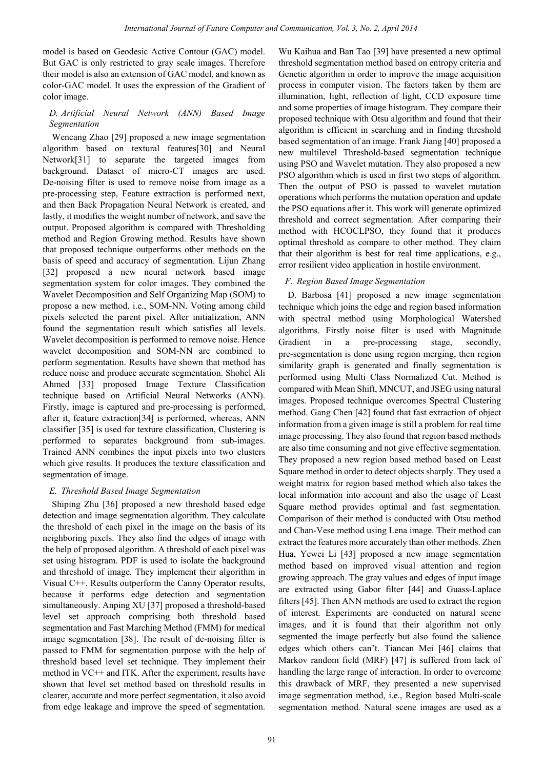model is based on Geodesic Active Contour (GAC) model. But GAC is only restricted to gray scale images. Therefore their model is also an extension of GAC model, and known as color-GAC model. It uses the expression of the Gradient of color image.

### *D. Artificial Neural Network (ANN) Based Image Segmentation*

Wencang Zhao [29] proposed a new image segmentation algorithm based on textural features[30] and Neural Network[31] to separate the targeted images from background. Dataset of micro-CT images are used. De-noising filter is used to remove noise from image as a pre-processing step, Feature extraction is performed next, and then Back Propagation Neural Network is created, and lastly, it modifies the weight number of network, and save the output. Proposed algorithm is compared with Thresholding method and Region Growing method. Results have shown that proposed technique outperforms other methods on the basis of speed and accuracy of segmentation. Lijun Zhang [32] proposed a new neural network based image segmentation system for color images. They combined the Wavelet Decomposition and Self Organizing Map (SOM) to propose a new method, i.e., SOM-NN. Voting among child pixels selected the parent pixel. After initialization, ANN found the segmentation result which satisfies all levels. Wavelet decomposition is performed to remove noise. Hence wavelet decomposition and SOM-NN are combined to perform segmentation. Results have shown that method has reduce noise and produce accurate segmentation. Shohel Ali Ahmed [33] proposed Image Texture Classification technique based on Artificial Neural Networks (ANN). Firstly, image is captured and pre-processing is performed, after it, feature extraction[34] is performed, whereas, ANN classifier [35] is used for texture classification, Clustering is performed to separates background from sub-images. Trained ANN combines the input pixels into two clusters which give results. It produces the texture classification and segmentation of image.

### *E. Threshold Based Image Segmentation*

Shiping Zhu [36] proposed a new threshold based edge detection and image segmentation algorithm. They calculate the threshold of each pixel in the image on the basis of its neighboring pixels. They also find the edges of image with the help of proposed algorithm. A threshold of each pixel was set using histogram. PDF is used to isolate the background and threshold of image. They implement their algorithm in Visual C++. Results outperform the Canny Operator results, because it performs edge detection and segmentation simultaneously. Anping XU [37] proposed a threshold-based level set approach comprising both threshold based segmentation and Fast Marching Method (FMM) for medical image segmentation [38]. The result of de-noising filter is passed to FMM for segmentation purpose with the help of threshold based level set technique. They implement their method in VC++ and ITK. After the experiment, results have shown that level set method based on threshold results in clearer, accurate and more perfect segmentation, it also avoid from edge leakage and improve the speed of segmentation. Wu Kaihua and Ban Tao [39] have presented a new optimal threshold segmentation method based on entropy criteria and Genetic algorithm in order to improve the image acquisition process in computer vision. The factors taken by them are illumination, light, reflection of light, CCD exposure time and some properties of image histogram. They compare their proposed technique with Otsu algorithm and found that their algorithm is efficient in searching and in finding threshold based segmentation of an image. Frank Jiang [40] proposed a new multilevel Threshold-based segmentation technique using PSO and Wavelet mutation. They also proposed a new PSO algorithm which is used in first two steps of algorithm. Then the output of PSO is passed to wavelet mutation operations which performs the mutation operation and update the PSO equations after it. This work will generate optimized threshold and correct segmentation. After comparing their method with HCOCLPSO, they found that it produces optimal threshold as compare to other method. They claim that their algorithm is best for real time applications, e.g., error resilient video application in hostile environment.

### *F. Region Based Image Segmentation*

D. Barbosa [41] proposed a new image segmentation technique which joins the edge and region based information with spectral method using Morphological Watershed algorithms. Firstly noise filter is used with Magnitude Gradient in a pre-processing stage, secondly, pre-segmentation is done using region merging, then region similarity graph is generated and finally segmentation is performed using Multi Class Normalized Cut. Method is compared with Mean Shift, MNCUT, and JSEG using natural images. Proposed technique overcomes Spectral Clustering method. Gang Chen [42] found that fast extraction of object information from a given image is still a problem for real time image processing. They also found that region based methods are also time consuming and not give effective segmentation. They proposed a new region based method based on Least Square method in order to detect objects sharply. They used a weight matrix for region based method which also takes the local information into account and also the usage of Least Square method provides optimal and fast segmentation. Comparison of their method is conducted with Otsu method and Chan-Vese method using Lena image. Their method can extract the features more accurately than other methods. Zhen Hua, Yewei Li [43] proposed a new image segmentation method based on improved visual attention and region growing approach. The gray values and edges of input image are extracted using Gabor filter [44] and Guass-Laplace filters [45]. Then ANN methods are used to extract the region of interest. Experiments are conducted on natural scene images, and it is found that their algorithm not only segmented the image perfectly but also found the salience edges which others can't. Tiancan Mei [46] claims that Markov random field (MRF) [47] is suffered from lack of handling the large range of interaction. In order to overcome this drawback of MRF, they presented a new supervised image segmentation method, i.e., Region based Multi-scale segmentation method. Natural scene images are used as a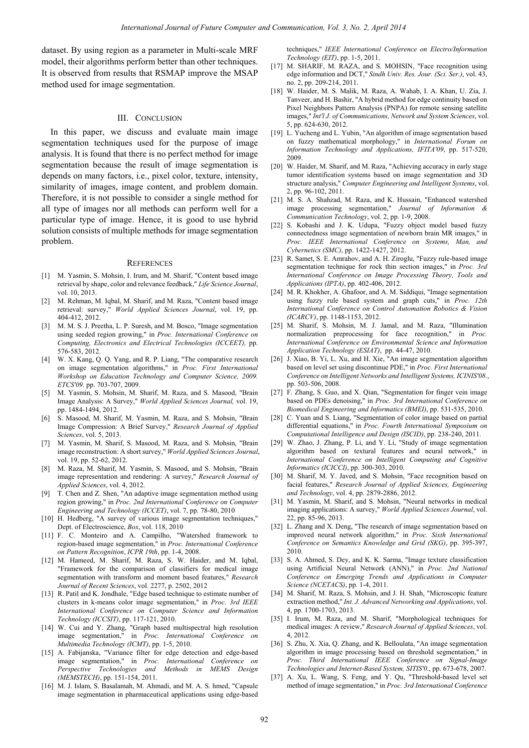dataset. By using region as a parameter in Multi-scale MRF model, their algorithms perform better than other techniques. It is observed from results that RSMAP improve the MSAP method used for image segmentation.

## III. Conclusion

In this paper, we discuss and evaluate main image segmentation techniques used for the purpose of image analysis. It is found that there is no perfect method for image segmentation because the result of image segmentation is depends on many factors, i.e., pixel color, texture, intensity, similarity of images, image content, and problem domain. Therefore, it is not possible to consider a single method for all type of images nor all methods can perform well for a particular type of image. Hence, it is good to use hybrid solution consists of multiple methods for image segmentation problem.

## References

[1] M. Yasmin, S. Mohsin, I. Irum, and M. Sharif, "Content based image retrieval by shape, color and relevance feedback," *Life Science Journal*, vol. 10, 2013.

[2] M. Rehman, M. Iqbal, M. Sharif, and M. Raza, "Content based image retrieval: survey," *World Applied Sciences Journal*, vol. 19, pp. 404-412, 2012.

[3] M. M. S. J. Preetha, L. P. Suresh, and M. Bosco, "Image segmentation using seeded region growing," in *Proc. International Conference on Computing, Electronics and Electrical Technologies (ICCEET),* pp. 576-583, 2012.

[4] W. X. Kang, Q. Q. Yang, and R. P. Liang, "The comparative research on image segmentation algorithms," in *Proc. First International Workshop on Education Technology and Computer Science, 2009. ETCS'09.* pp. 703-707, 2009.

[5] M. Yasmin, S. Mohsin, M. Sharif, M. Raza, and S. Masood, "Brain Image Analysis: A Survey," *World Applied Sciences Journal,* vol. 19, pp. 1484-1494, 2012.

[6] S. Masood, M. Sharif, M. Yasmin, M. Raza, and S. Mohsin, "Brain Image Compression: A Brief Survey," *Research Journal of Applied Sciences*, vol. 5, 2013.

[7] M. Yasmin, M. Sharif, S. Masood, M. Raza, and S. Mohsin, "Brain image reconstruction: A short survey," *World Applied Sciences Journal*, vol. 19, pp. 52-62, 2012.

[8] M. Raza, M. Sharif, M. Yasmin, S. Masood, and S. Mohsin, "Brain image representation and rendering: A survey," *Research Journal of Applied Sciences*, vol. 4, 2012.

[9] T. Chen and Z. Shen, "An adaptive image segmentation method using region growing," in *Proc. 2nd International Conference on Computer Engineering and Technology (ICCET)*, vol. 7, pp. 78-80, 2010

[10] H. Hedberg, "A survey of various image segmentation techniques," Dept. of Electroscience, *Box*, vol. 118, 2010

[11] F. C. Monteiro and A. Campilho, "Watershed framework to region-based image segmentation," in *Proc. International Conference on Pattern Recognition*, *ICPR 19th*, pp. 1-4, 2008.

[12] M. Hameed, M. Sharif, M. Raza, S. W. Haider, and M. Iqbal, "Framework for the comparison of classifiers for medical image segmentation with transform and moment based features," *Research Journal of Recent Sciences*, vol. 2277, p. 2502, 2012

[13] R. Patil and K. Jondhale, "Edge based technique to estimate number of clusters in k-means color image segmentation," in *Proc. 3rd IEEE International Conference on Computer Science and Information Technology (ICCSIT)*, pp. 117-121, 2010.

[14] W. Cui and Y. Zhang, "Graph based multispectral high resolution image segmentation," in *Proc. International Conference on Multimedia Technology (ICMT)*, pp. 1-5, 2010.

[15] A. Fabijanska, "Variance filter for edge detection and edge-based image segmentation," in *Proc. International Conference on Perspective Technologies and Methods in MEMS Design (MEMSTECH)*, pp. 151-154, 2011.

[16] M. J. Islam, S. Basalamah, M. Ahmadi, and M. A. S. hmed, "Capsule image segmentation in pharmaceutical applications using edge-based techniques," *IEEE International Conference on Electro/Information Technology (EIT)*, pp. 1-5, 2011.

[17] M. SHARIF, M. RAZA, and S. MOHSIN, "Face recognition using edge information and DCT," *Sindh Univ. Res. Jour. (Sci. Ser.)*, vol. 43, no. 2, pp. 209-214, 2011.

[18] W. Haider, M. S. Malik, M. Raza, A. Wahab, I. A. Khan, U. Zia, J. Tanveer, and H. Bashir, "A hybrid method for edge continuity based on Pixel Neighbors Pattern Analysis (PNPA) for remote sensing satellite images," *Int'l J. of Communications, Network and System Sciences*, vol. 5, pp. 624-630, 2012.

[19] L. Yucheng and L. Yubin, "An algorithm of image segmentation based on fuzzy mathematical morphology," in *International Forum on Information Technology and Applications, IFITA'09*, pp. 517-520, 2009.

[20] W. Haider, M. Sharif, and M. Raza, "Achieving accuracy in early stage tumor identification systems based on image segmentation and 3D structure analysis," *Computer Engineering and Intelligent Systems*, vol. 2, pp. 96-102, 2011.

[21] M. S. A. Shahzad, M. Raza, and K. Hussain, "Enhanced watershed image processing segmentation," *Journal of Information & Communication Technology*, vol. 2, pp. 1-9, 2008.

[22] S. Kobashi and J. K. Udupa, "Fuzzy object model based fuzzy connectedness image segmentation of newborn brain MR images," in *Proc. IEEE International Conference on Systems, Man, and Cybernetics (SMC)*, pp. 1422-1427, 2012.

[23] R. Samet, S. E. Amrahov, and A. H. Ziroglu, "Fuzzy rule-based image segmentation technique for rock thin section images," in *Proc. 3rd International Conference on Image Processing Theory, Tools and Applications (IPTA)*, pp. 402-406, 2012.

[24] M. R. Khokher, A. Ghafoor, and A. M. Siddiqui, "Image segmentation using fuzzy rule based system and graph cuts," in *Proc. 12th International Conference on Control Automation Robotics & Vision (ICARCV)*, pp. 1148-1153, 2012.

[25] M. Sharif, S. Mohsin, M. J. Jamal, and M. Raza, "Illumination normalization preprocessing for face recognition," in *Proc. International Conference on Environmental Science and Information Application Technology (ESIAT)*, pp. 44-47, 2010.

[26] J. Xiao, B. Yi, L. Xu, and H. Xie, "An image segmentation algorithm based on level set using discontinue PDE," in *Proc. First International Conference on Intelligent Networks and Intelligent Systems, ICINIS'08.*, pp. 503-506, 2008.

[27] F. Zhang, S. Guo, and X. Qian, "Segmentation for finger vein image based on PDEs denoising," in *Proc. 3rd International Conference on Biomedical Engineering and Informatics (BMEI)*, pp. 531-535, 2010.

[28] C. Yuan and S. Liang, "Segmentation of color image based on partial differential equations," in *Proc. Fourth International Symposium on Computational Intelligence and Design (ISCID)*, pp. 238-240, 2011.

[29] W. Zhao, J. Zhang, P. Li, and Y. Li, "Study of image segmentation algorithm based on textural features and neural network," in *International Conference on Intelligent Computing and Cognitive Informatics (ICICCI)*, pp. 300-303, 2010.

[30] M. Sharif, M. Y. Javed, and S. Mohsin, "Face recognition based on facial features," *Research Journal of Applied Sciences, Engineering and Technology*, vol. 4, pp. 2879-2886, 2012.

[31] M. Yasmin, M. Sharif, and S. Mohsin, "Neural networks in medical imaging applications: A survey," *World Applied Sciences Journal*, vol. 22, pp. 85-96, 2013.

[32] L. Zhang and X. Deng, "The research of image segmentation based on improved neural network algorithm," in *Proc. Sixth International Conference on Semantics Knowledge and Grid (SKG)*, pp. 395-397, 2010.

[33] S. A. Ahmed, S. Dey, and K. K. Sarma, "Image texture classification using Artificial Neural Network (ANN)," in *Proc. 2nd National Conference on Emerging Trends and Applications in Computer Science (NCETACS)*, pp. 1-4, 2011.

[34] M. Sharif, M. Raza, S. Mohsin, and J. H. Shah, "Microscopic feature extraction method," *Int. J. Advanced Networking and Applications*, vol. 4, pp. 1700-1703, 2013.

[35] I. Irum, M. Raza, and M. Sharif, "Morphological techniques for medical images: A review," *Research Journal of Applied Sciences*, vol. 4, 2012.

[36] S. Zhu, X. Xia, Q. Zhang, and K. Belloulata, "An image segmentation algorithm in image processing based on threshold segmentation," in *Proc. Third International IEEE Conference on Signal-Image Technologies and Internet-Based System, SITIS'0.*, pp. 673-678, 2007.

[37] A. Xu, L. Wang, S. Feng, and Y. Qu, "Threshold-based level set method of image segmentation," in *Proc. 3rd International Conference*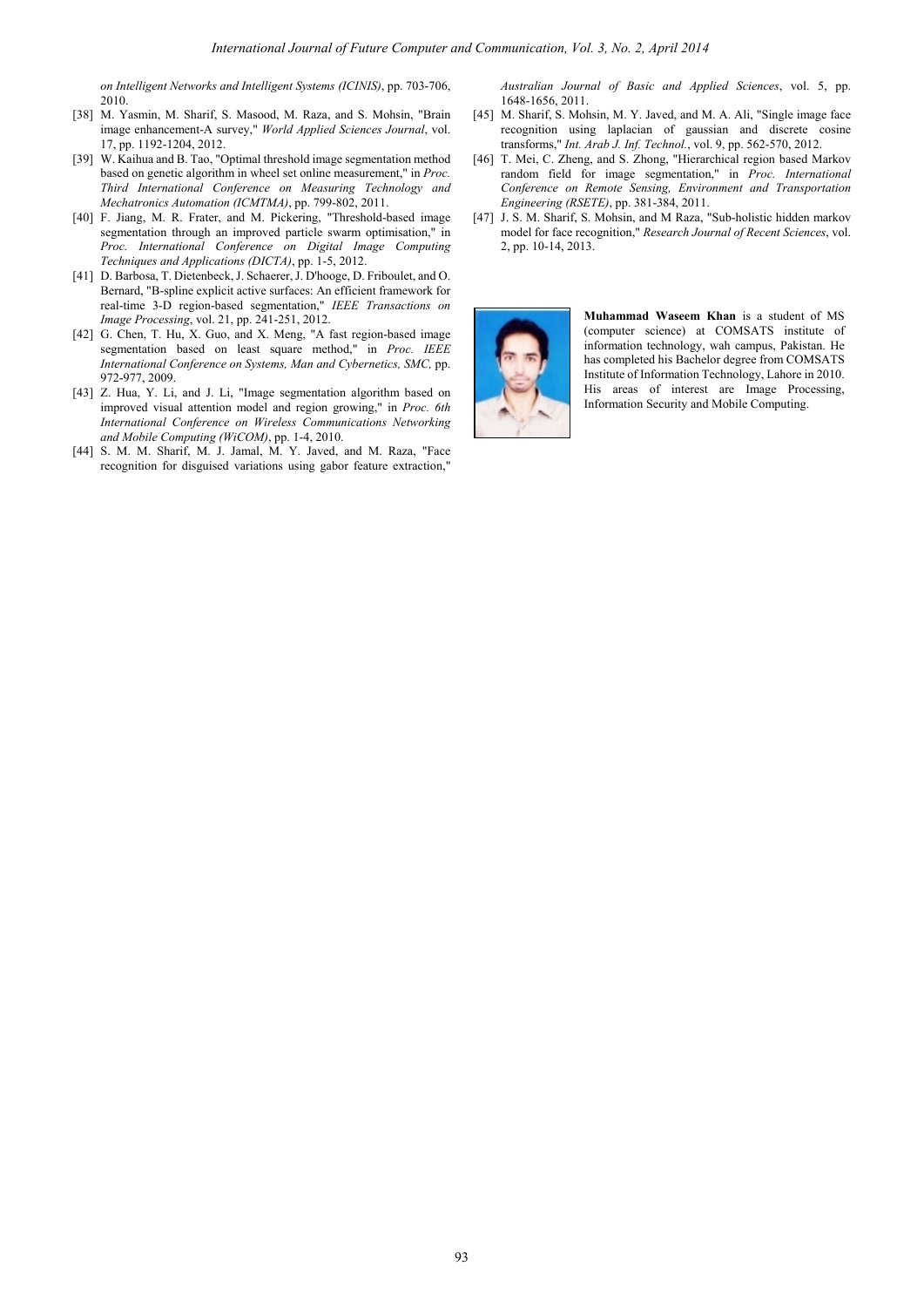*on Intelligent Networks and Intelligent Systems (ICINIS)*, pp. 703-706, 2010.

[38] M. Yasmin, M. Sharif, S. Masood, M. Raza, and S. Mohsin, "Brain image enhancement-A survey," *World Applied Sciences Journal*, vol. 17, pp. 1192-1204, 2012.

[39] W. Kaihua and B. Tao, "Optimal threshold image segmentation method based on genetic algorithm in wheel set online measurement," in *Proc. Third International Conference on Measuring Technology and Mechatronics Automation (ICMTMA)*, pp. 799-802, 2011.

[40] F. Jiang, M. R. Frater, and M. Pickering, "Threshold-based image segmentation through an improved particle swarm optimisation," in *Proc. International Conference on Digital Image Computing Techniques and Applications (DICTA)*, pp. 1-5, 2012.

[41] D. Barbosa, T. Dietenbeck, J. Schaerer, J. D'hooge, D. Friboulet, and O. Bernard, "B-spline explicit active surfaces: An efficient framework for real-time 3-D region-based segmentation," *IEEE Transactions on Image Processing*, vol. 21, pp. 241-251, 2012.

[42] G. Chen, T. Hu, X. Guo, and X. Meng, "A fast region-based image segmentation based on least square method," in *Proc. IEEE International Conference on Systems, Man and Cybernetics, SMC,* pp. 972-977, 2009.

[43] Z. Hua, Y. Li, and J. Li, "Image segmentation algorithm based on improved visual attention model and region growing," in *Proc. 6th International Conference on Wireless Communications Networking and Mobile Computing (WiCOM)*, pp. 1-4, 2010.

[44] S. M. M. Sharif, M. J. Jamal, M. Y. Javed, and M. Raza, "Face recognition for disguised variations using gabor feature extraction," *Australian Journal of Basic and Applied Sciences*, vol. 5, pp. 1648-1656, 2011.

[45] M. Sharif, S. Mohsin, M. Y. Javed, and M. A. Ali, "Single image face recognition using laplacian of gaussian and discrete cosine transforms," *Int. Arab J. Inf. Technol.*, vol. 9, pp. 562-570, 2012.

[46] T. Mei, C. Zheng, and S. Zhong, "Hierarchical region based Markov random field for image segmentation," in *Proc. International Conference on Remote Sensing, Environment and Transportation Engineering (RSETE)*, pp. 381-384, 2011.

[47] J. S. M. Sharif, S. Mohsin, and M Raza, "Sub-holistic hidden markov model for face recognition," *Research Journal of Recent Sciences*, vol. 2, pp. 10-14, 2013.

**Muhammad Waseem Khan** is a student of MS (computer science) at COMSATS institute of information technology, wah campus, Pakistan. He has completed his Bachelor degree from COMSATS Institute of Information Technology, Lahore in 2010. His areas of interest are Image Processing, Information Security and Mobile Computing.